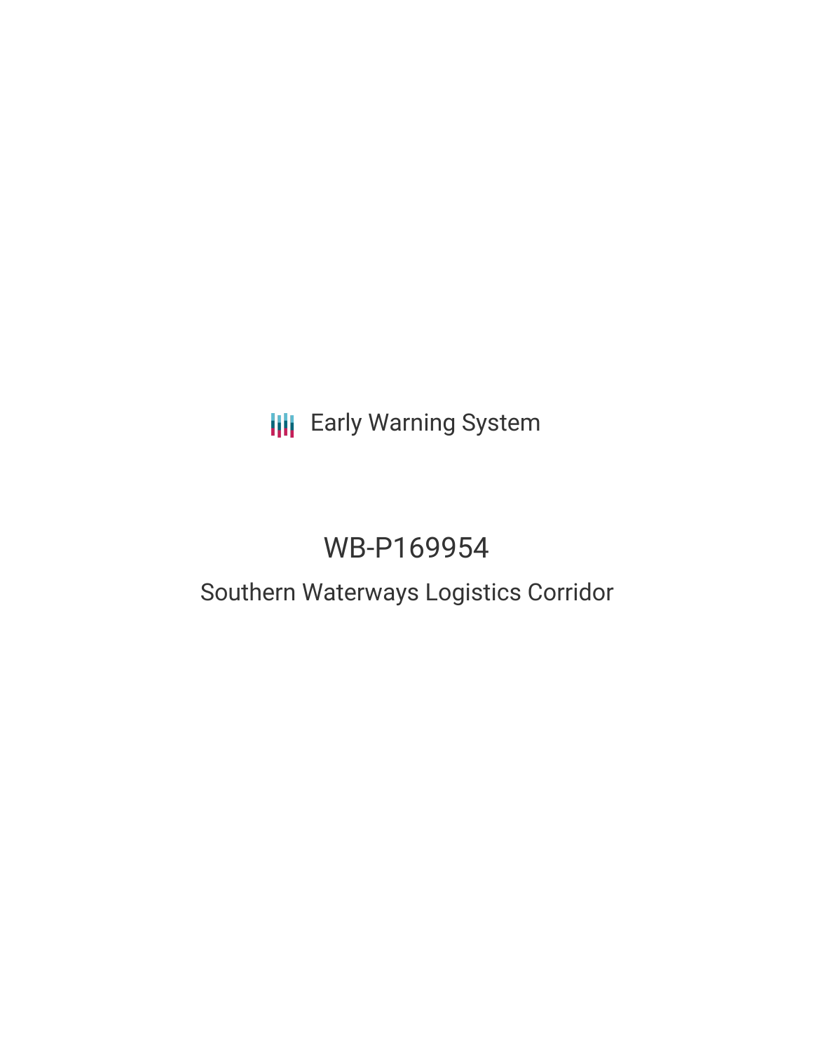Early Warning System

# WB-P169954

## Southern Waterways Logistics Corridor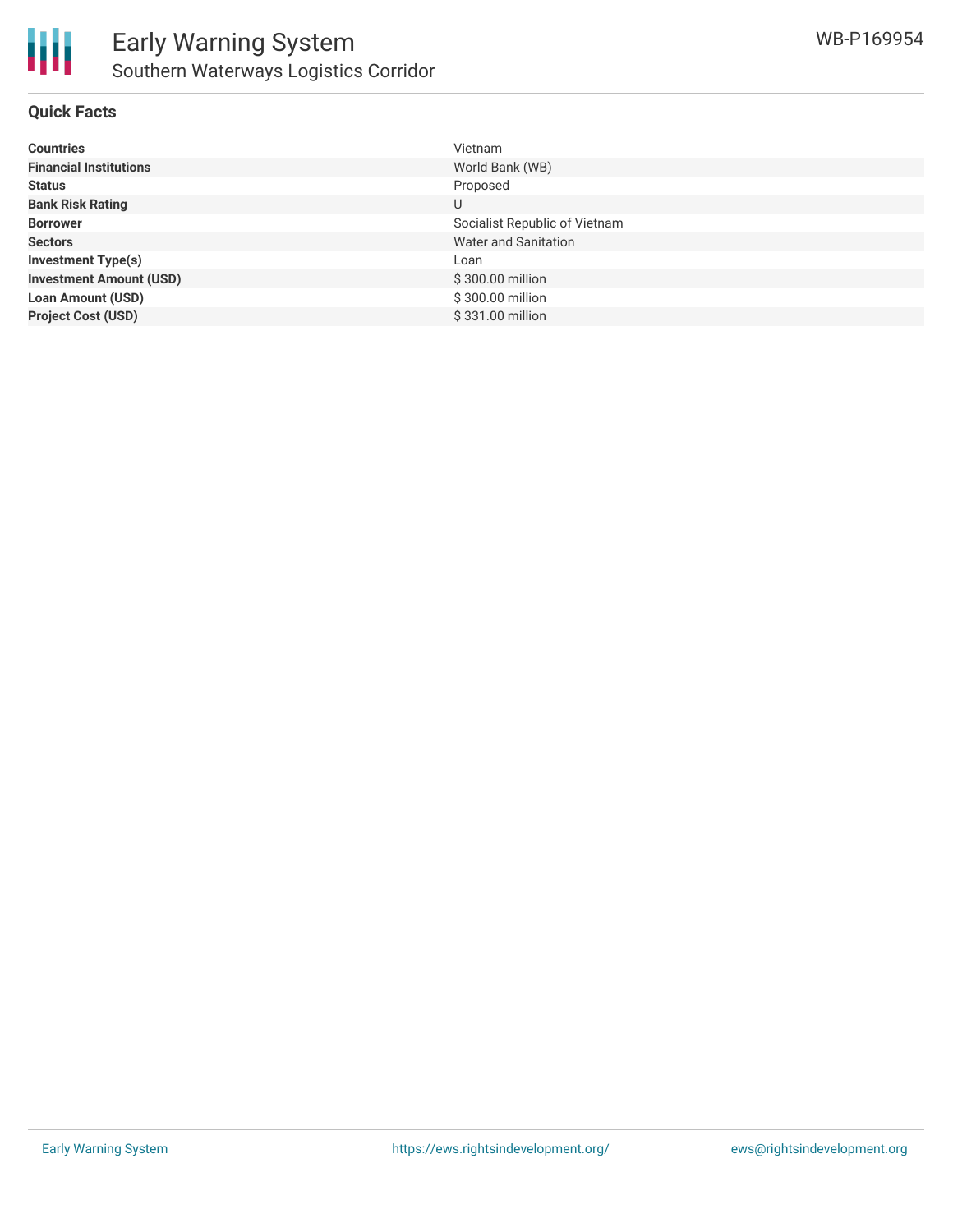## Quick Facts

| | |
|---|---|
| **Countries** | Vietnam |
| **Financial Institutions** | World Bank (WB) |
| **Status** | Proposed |
| **Bank Risk Rating** | U |
| **Borrower** | Socialist Republic of Vietnam |
| **Sectors** | Water and Sanitation |
| **Investment Type(s)** | Loan |
| **Investment Amount (USD)** | $ 300.00 million |
| **Loan Amount (USD)** | $ 300.00 million |
| **Project Cost (USD)** | $ 331.00 million |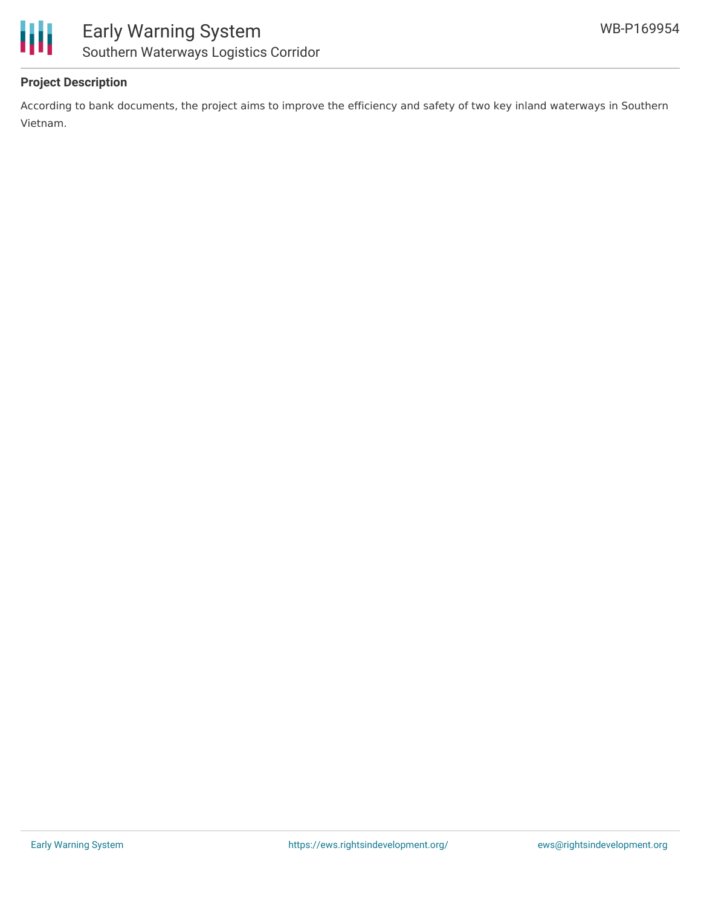## Project Description

According to bank documents, the project aims to improve the efficiency and safety of two key inland waterways in Southern Vietnam.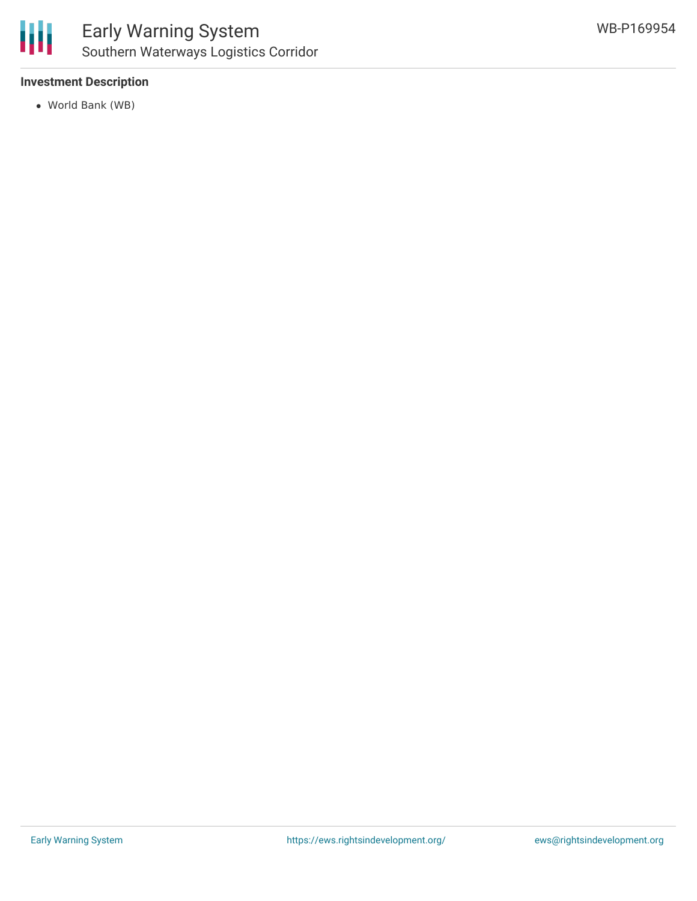**Investment Description**

- World Bank (WB)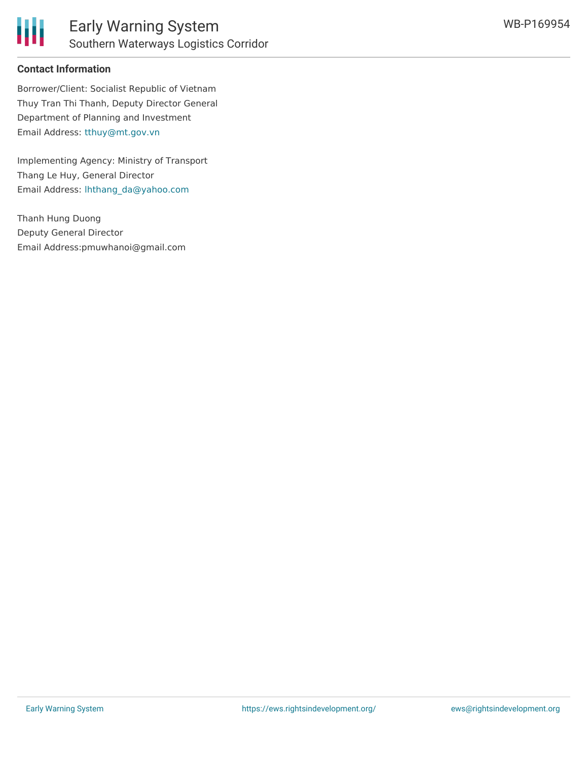## Contact Information

Borrower/Client: Socialist Republic of Vietnam
Thuy Tran Thi Thanh, Deputy Director General
Department of Planning and Investment
Email Address: tthuy@mt.gov.vn

Implementing Agency: Ministry of Transport
Thang Le Huy, General Director
Email Address: lhthang_da@yahoo.com

Thanh Hung Duong
Deputy General Director
Email Address:pmuwhanoi@gmail.com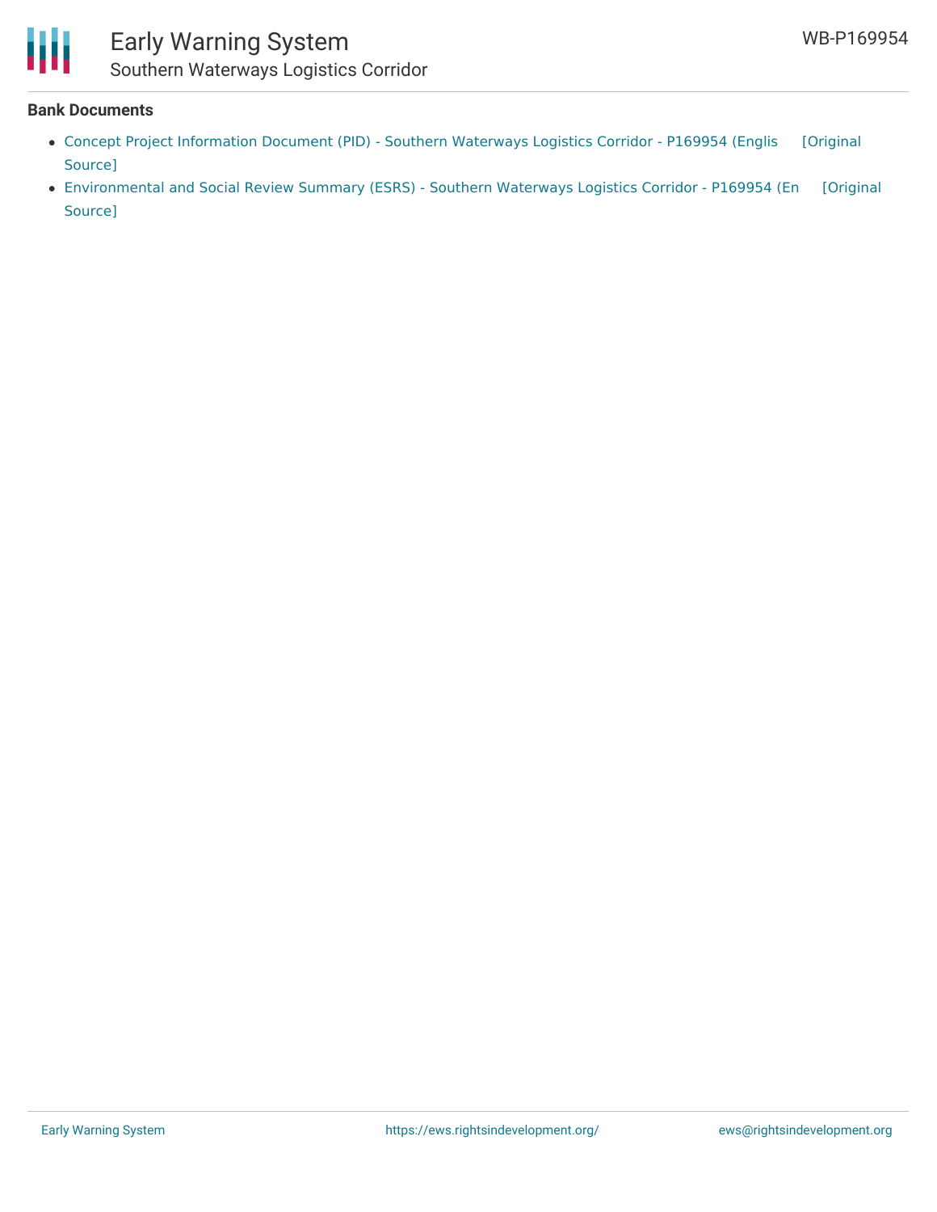**Bank Documents**

- Concept Project Information Document (PID) - Southern Waterways Logistics Corridor - P169954 (Englis [Original Source]
- Environmental and Social Review Summary (ESRS) - Southern Waterways Logistics Corridor - P169954 (En [Original Source]